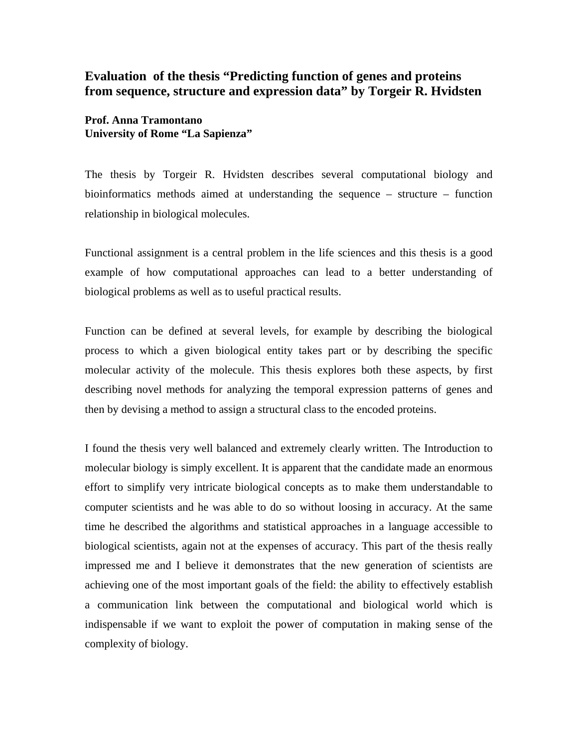## Evaluation of the thesis "Predicting function of genes and proteins from sequence, structure and expression data" by Torgeir R. Hvidsten

**Prof. Anna Tramontano**
**University of Rome "La Sapienza"**

The thesis by Torgeir R. Hvidsten describes several computational biology and bioinformatics methods aimed at understanding the sequence – structure – function relationship in biological molecules.

Functional assignment is a central problem in the life sciences and this thesis is a good example of how computational approaches can lead to a better understanding of biological problems as well as to useful practical results.

Function can be defined at several levels, for example by describing the biological process to which a given biological entity takes part or by describing the specific molecular activity of the molecule. This thesis explores both these aspects, by first describing novel methods for analyzing the temporal expression patterns of genes and then by devising a method to assign a structural class to the encoded proteins.

I found the thesis very well balanced and extremely clearly written. The Introduction to molecular biology is simply excellent. It is apparent that the candidate made an enormous effort to simplify very intricate biological concepts as to make them understandable to computer scientists and he was able to do so without loosing in accuracy. At the same time he described the algorithms and statistical approaches in a language accessible to biological scientists, again not at the expenses of accuracy. This part of the thesis really impressed me and I believe it demonstrates that the new generation of scientists are achieving one of the most important goals of the field: the ability to effectively establish a communication link between the computational and biological world which is indispensable if we want to exploit the power of computation in making sense of the complexity of biology.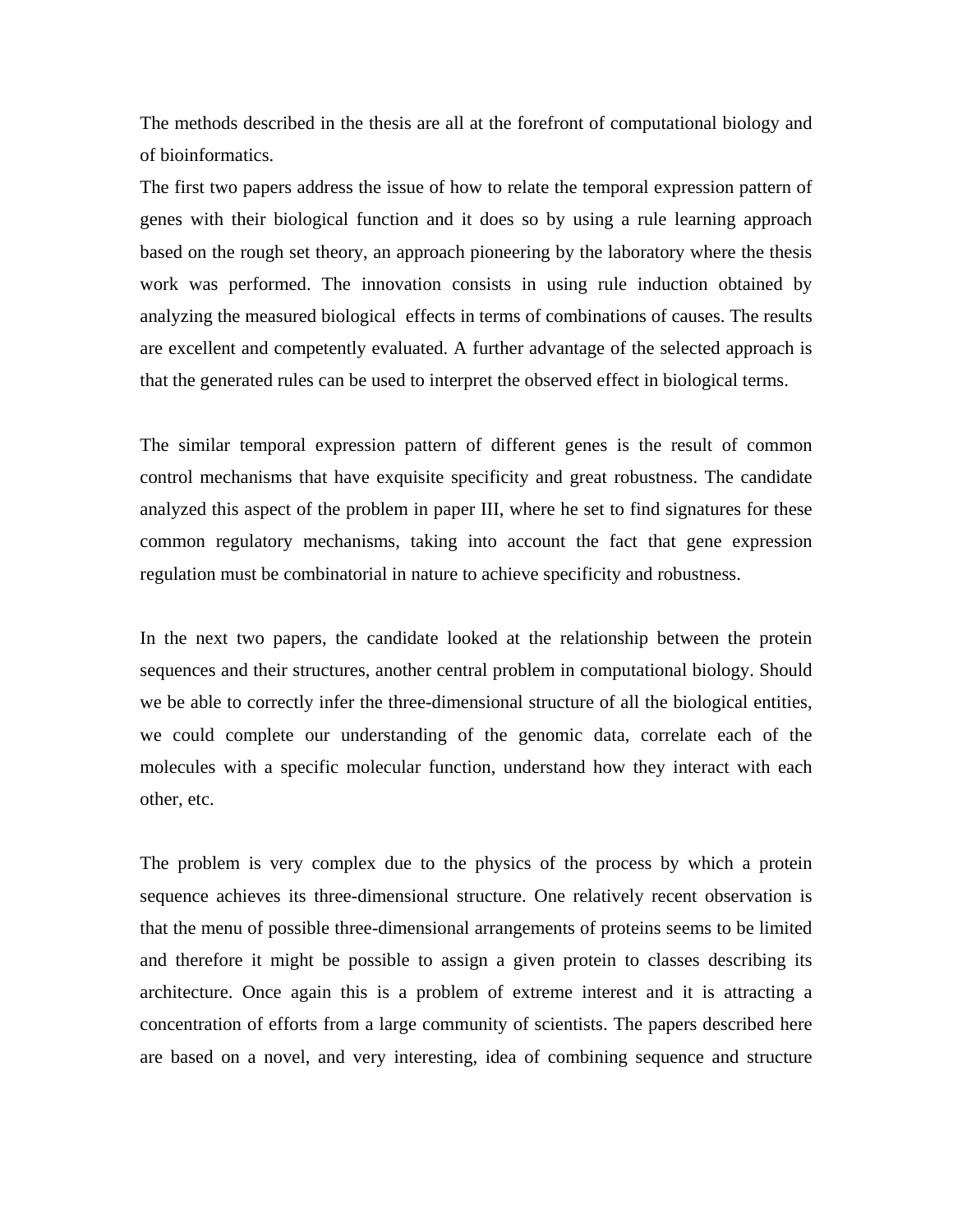The methods described in the thesis are all at the forefront of computational biology and of bioinformatics.
The first two papers address the issue of how to relate the temporal expression pattern of genes with their biological function and it does so by using a rule learning approach based on the rough set theory, an approach pioneering by the laboratory where the thesis work was performed. The innovation consists in using rule induction obtained by analyzing the measured biological  effects in terms of combinations of causes. The results are excellent and competently evaluated. A further advantage of the selected approach is that the generated rules can be used to interpret the observed effect in biological terms.

The similar temporal expression pattern of different genes is the result of common control mechanisms that have exquisite specificity and great robustness. The candidate analyzed this aspect of the problem in paper III, where he set to find signatures for these common regulatory mechanisms, taking into account the fact that gene expression regulation must be combinatorial in nature to achieve specificity and robustness.

In the next two papers, the candidate looked at the relationship between the protein sequences and their structures, another central problem in computational biology. Should we be able to correctly infer the three-dimensional structure of all the biological entities, we could complete our understanding of the genomic data, correlate each of the molecules with a specific molecular function, understand how they interact with each other, etc.

The problem is very complex due to the physics of the process by which a protein sequence achieves its three-dimensional structure. One relatively recent observation is that the menu of possible three-dimensional arrangements of proteins seems to be limited and therefore it might be possible to assign a given protein to classes describing its architecture. Once again this is a problem of extreme interest and it is attracting a concentration of efforts from a large community of scientists. The papers described here are based on a novel, and very interesting, idea of combining sequence and structure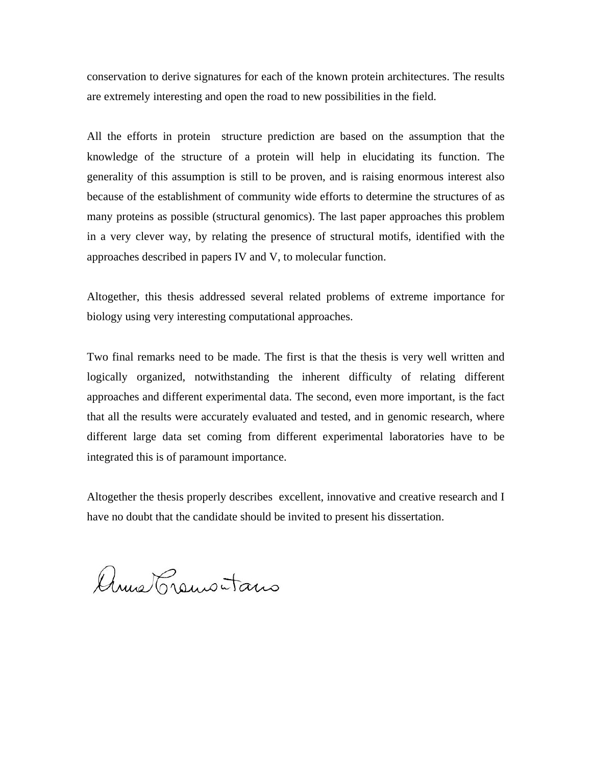conservation to derive signatures for each of the known protein architectures. The results are extremely interesting and open the road to new possibilities in the field.

All the efforts in protein structure prediction are based on the assumption that the knowledge of the structure of a protein will help in elucidating its function. The generality of this assumption is still to be proven, and is raising enormous interest also because of the establishment of community wide efforts to determine the structures of as many proteins as possible (structural genomics). The last paper approaches this problem in a very clever way, by relating the presence of structural motifs, identified with the approaches described in papers IV and V, to molecular function.

Altogether, this thesis addressed several related problems of extreme importance for biology using very interesting computational approaches.

Two final remarks need to be made. The first is that the thesis is very well written and logically organized, notwithstanding the inherent difficulty of relating different approaches and different experimental data. The second, even more important, is the fact that all the results were accurately evaluated and tested, and in genomic research, where different large data set coming from different experimental laboratories have to be integrated this is of paramount importance.

Altogether the thesis properly describes excellent, innovative and creative research and I have no doubt that the candidate should be invited to present his dissertation.

Anna Tramontano